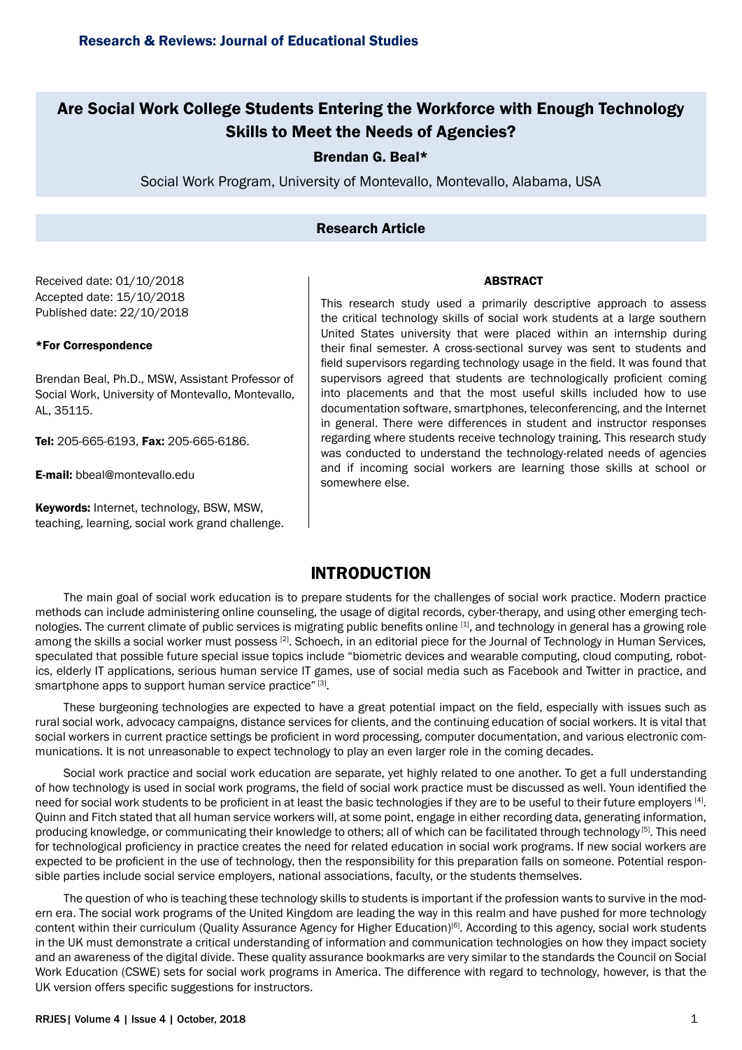# Are Social Work College Students Entering the Workforce with Enough Technology Skills to Meet the Needs of Agencies?

**Brendan G. Beal***

Social Work Program, University of Montevallo, Montevallo, Alabama, USA

**Research Article**

Received date: 01/10/2018
Accepted date: 15/10/2018
Published date: 22/10/2018

***For Correspondence**

Brendan Beal, Ph.D., MSW, Assistant Professor of Social Work, University of Montevallo, Montevallo, AL, 35115.

**Tel:** 205-665-6193, **Fax:** 205-665-6186.

**E-mail:** bbeal@montevallo.edu

**Keywords:** Internet, technology, BSW, MSW, teaching, learning, social work grand challenge.

**ABSTRACT**

This research study used a primarily descriptive approach to assess the critical technology skills of social work students at a large southern United States university that were placed within an internship during their final semester. A cross-sectional survey was sent to students and field supervisors regarding technology usage in the field. It was found that supervisors agreed that students are technologically proficient coming into placements and that the most useful skills included how to use documentation software, smartphones, teleconferencing, and the Internet in general. There were differences in student and instructor responses regarding where students receive technology training. This research study was conducted to understand the technology-related needs of agencies and if incoming social workers are learning those skills at school or somewhere else.

## INTRODUCTION

The main goal of social work education is to prepare students for the challenges of social work practice. Modern practice methods can include administering online counseling, the usage of digital records, cyber-therapy, and using other emerging technologies. The current climate of public services is migrating public benefits online [1], and technology in general has a growing role among the skills a social worker must possess [2]. Schoech, in an editorial piece for the Journal of Technology in Human Services, speculated that possible future special issue topics include "biometric devices and wearable computing, cloud computing, robotics, elderly IT applications, serious human service IT games, use of social media such as Facebook and Twitter in practice, and smartphone apps to support human service practice" [3].

These burgeoning technologies are expected to have a great potential impact on the field, especially with issues such as rural social work, advocacy campaigns, distance services for clients, and the continuing education of social workers. It is vital that social workers in current practice settings be proficient in word processing, computer documentation, and various electronic communications. It is not unreasonable to expect technology to play an even larger role in the coming decades.

Social work practice and social work education are separate, yet highly related to one another. To get a full understanding of how technology is used in social work programs, the field of social work practice must be discussed as well. Youn identified the need for social work students to be proficient in at least the basic technologies if they are to be useful to their future employers [4]. Quinn and Fitch stated that all human service workers will, at some point, engage in either recording data, generating information, producing knowledge, or communicating their knowledge to others; all of which can be facilitated through technology [5]. This need for technological proficiency in practice creates the need for related education in social work programs. If new social workers are expected to be proficient in the use of technology, then the responsibility for this preparation falls on someone. Potential responsible parties include social service employers, national associations, faculty, or the students themselves.

The question of who is teaching these technology skills to students is important if the profession wants to survive in the modern era. The social work programs of the United Kingdom are leading the way in this realm and have pushed for more technology content within their curriculum (Quality Assurance Agency for Higher Education)[6]. According to this agency, social work students in the UK must demonstrate a critical understanding of information and communication technologies on how they impact society and an awareness of the digital divide. These quality assurance bookmarks are very similar to the standards the Council on Social Work Education (CSWE) sets for social work programs in America. The difference with regard to technology, however, is that the UK version offers specific suggestions for instructors.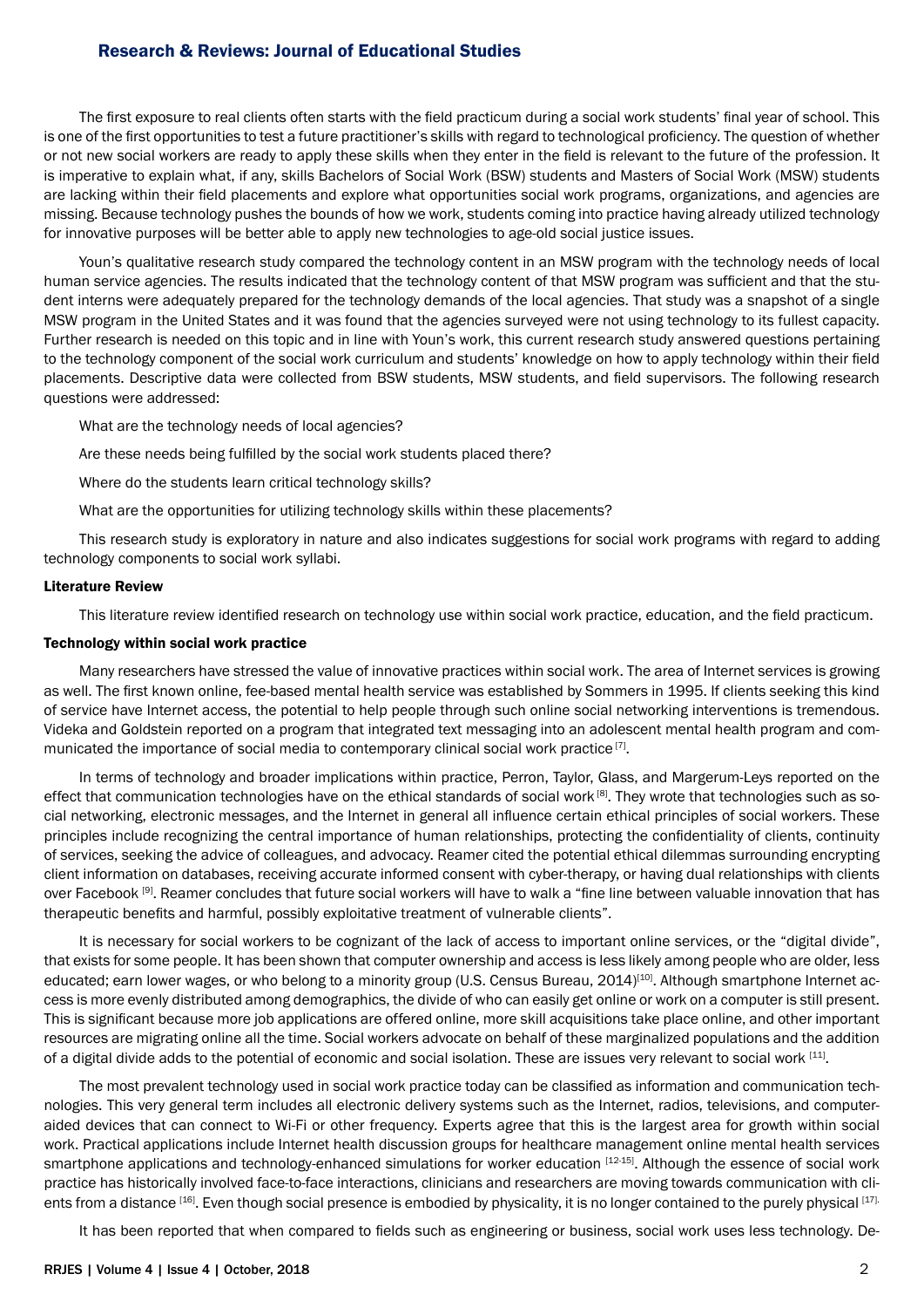The first exposure to real clients often starts with the field practicum during a social work students' final year of school. This is one of the first opportunities to test a future practitioner's skills with regard to technological proficiency. The question of whether or not new social workers are ready to apply these skills when they enter in the field is relevant to the future of the profession. It is imperative to explain what, if any, skills Bachelors of Social Work (BSW) students and Masters of Social Work (MSW) students are lacking within their field placements and explore what opportunities social work programs, organizations, and agencies are missing. Because technology pushes the bounds of how we work, students coming into practice having already utilized technology for innovative purposes will be better able to apply new technologies to age-old social justice issues.

Youn's qualitative research study compared the technology content in an MSW program with the technology needs of local human service agencies. The results indicated that the technology content of that MSW program was sufficient and that the student interns were adequately prepared for the technology demands of the local agencies. That study was a snapshot of a single MSW program in the United States and it was found that the agencies surveyed were not using technology to its fullest capacity. Further research is needed on this topic and in line with Youn's work, this current research study answered questions pertaining to the technology component of the social work curriculum and students' knowledge on how to apply technology within their field placements. Descriptive data were collected from BSW students, MSW students, and field supervisors. The following research questions were addressed:

What are the technology needs of local agencies?

Are these needs being fulfilled by the social work students placed there?

Where do the students learn critical technology skills?

What are the opportunities for utilizing technology skills within these placements?

This research study is exploratory in nature and also indicates suggestions for social work programs with regard to adding technology components to social work syllabi.

## Literature Review

This literature review identified research on technology use within social work practice, education, and the field practicum.

### Technology within social work practice

Many researchers have stressed the value of innovative practices within social work. The area of Internet services is growing as well. The first known online, fee-based mental health service was established by Sommers in 1995. If clients seeking this kind of service have Internet access, the potential to help people through such online social networking interventions is tremendous. Videka and Goldstein reported on a program that integrated text messaging into an adolescent mental health program and communicated the importance of social media to contemporary clinical social work practice [7].

In terms of technology and broader implications within practice, Perron, Taylor, Glass, and Margerum-Leys reported on the effect that communication technologies have on the ethical standards of social work [8]. They wrote that technologies such as social networking, electronic messages, and the Internet in general all influence certain ethical principles of social workers. These principles include recognizing the central importance of human relationships, protecting the confidentiality of clients, continuity of services, seeking the advice of colleagues, and advocacy. Reamer cited the potential ethical dilemmas surrounding encrypting client information on databases, receiving accurate informed consent with cyber-therapy, or having dual relationships with clients over Facebook [9]. Reamer concludes that future social workers will have to walk a "fine line between valuable innovation that has therapeutic benefits and harmful, possibly exploitative treatment of vulnerable clients".

It is necessary for social workers to be cognizant of the lack of access to important online services, or the "digital divide", that exists for some people. It has been shown that computer ownership and access is less likely among people who are older, less educated; earn lower wages, or who belong to a minority group (U.S. Census Bureau, 2014)[10]. Although smartphone Internet access is more evenly distributed among demographics, the divide of who can easily get online or work on a computer is still present. This is significant because more job applications are offered online, more skill acquisitions take place online, and other important resources are migrating online all the time. Social workers advocate on behalf of these marginalized populations and the addition of a digital divide adds to the potential of economic and social isolation. These are issues very relevant to social work [11].

The most prevalent technology used in social work practice today can be classified as information and communication technologies. This very general term includes all electronic delivery systems such as the Internet, radios, televisions, and computer-aided devices that can connect to Wi-Fi or other frequency. Experts agree that this is the largest area for growth within social work. Practical applications include Internet health discussion groups for healthcare management online mental health services smartphone applications and technology-enhanced simulations for worker education [12-15]. Although the essence of social work practice has historically involved face-to-face interactions, clinicians and researchers are moving towards communication with clients from a distance [16]. Even though social presence is embodied by physicality, it is no longer contained to the purely physical [17].

It has been reported that when compared to fields such as engineering or business, social work uses less technology. De-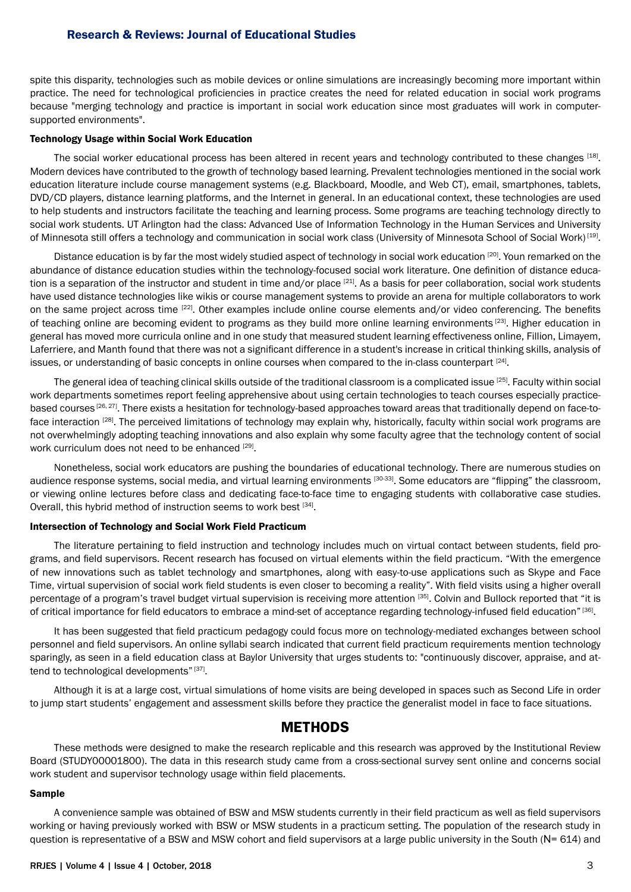spite this disparity, technologies such as mobile devices or online simulations are increasingly becoming more important within practice. The need for technological proficiencies in practice creates the need for related education in social work programs because "merging technology and practice is important in social work education since most graduates will work in computer-supported environments".

### Technology Usage within Social Work Education

The social worker educational process has been altered in recent years and technology contributed to these changes [18]. Modern devices have contributed to the growth of technology based learning. Prevalent technologies mentioned in the social work education literature include course management systems (e.g. Blackboard, Moodle, and Web CT), email, smartphones, tablets, DVD/CD players, distance learning platforms, and the Internet in general. In an educational context, these technologies are used to help students and instructors facilitate the teaching and learning process. Some programs are teaching technology directly to social work students. UT Arlington had the class: Advanced Use of Information Technology in the Human Services and University of Minnesota still offers a technology and communication in social work class (University of Minnesota School of Social Work) [19].

Distance education is by far the most widely studied aspect of technology in social work education [20]. Youn remarked on the abundance of distance education studies within the technology-focused social work literature. One definition of distance education is a separation of the instructor and student in time and/or place [21]. As a basis for peer collaboration, social work students have used distance technologies like wikis or course management systems to provide an arena for multiple collaborators to work on the same project across time [22]. Other examples include online course elements and/or video conferencing. The benefits of teaching online are becoming evident to programs as they build more online learning environments [23]. Higher education in general has moved more curricula online and in one study that measured student learning effectiveness online, Fillion, Limayem, Laferriere, and Manth found that there was not a significant difference in a student's increase in critical thinking skills, analysis of issues, or understanding of basic concepts in online courses when compared to the in-class counterpart [24].

The general idea of teaching clinical skills outside of the traditional classroom is a complicated issue [25]. Faculty within social work departments sometimes report feeling apprehensive about using certain technologies to teach courses especially practice-based courses [26, 27]. There exists a hesitation for technology-based approaches toward areas that traditionally depend on face-to-face interaction [28]. The perceived limitations of technology may explain why, historically, faculty within social work programs are not overwhelmingly adopting teaching innovations and also explain why some faculty agree that the technology content of social work curriculum does not need to be enhanced [29].

Nonetheless, social work educators are pushing the boundaries of educational technology. There are numerous studies on audience response systems, social media, and virtual learning environments [30-33]. Some educators are "flipping" the classroom, or viewing online lectures before class and dedicating face-to-face time to engaging students with collaborative case studies. Overall, this hybrid method of instruction seems to work best [34].

### Intersection of Technology and Social Work Field Practicum

The literature pertaining to field instruction and technology includes much on virtual contact between students, field programs, and field supervisors. Recent research has focused on virtual elements within the field practicum. "With the emergence of new innovations such as tablet technology and smartphones, along with easy-to-use applications such as Skype and Face Time, virtual supervision of social work field students is even closer to becoming a reality". With field visits using a higher overall percentage of a program's travel budget virtual supervision is receiving more attention [35]. Colvin and Bullock reported that "it is of critical importance for field educators to embrace a mind-set of acceptance regarding technology-infused field education" [36].

It has been suggested that field practicum pedagogy could focus more on technology-mediated exchanges between school personnel and field supervisors. An online syllabi search indicated that current field practicum requirements mention technology sparingly, as seen in a field education class at Baylor University that urges students to: "continuously discover, appraise, and attend to technological developments" [37].

Although it is at a large cost, virtual simulations of home visits are being developed in spaces such as Second Life in order to jump start students' engagement and assessment skills before they practice the generalist model in face to face situations.

## METHODS

These methods were designed to make the research replicable and this research was approved by the Institutional Review Board (STUDY00001800). The data in this research study came from a cross-sectional survey sent online and concerns social work student and supervisor technology usage within field placements.

### Sample

A convenience sample was obtained of BSW and MSW students currently in their field practicum as well as field supervisors working or having previously worked with BSW or MSW students in a practicum setting. The population of the research study in question is representative of a BSW and MSW cohort and field supervisors at a large public university in the South (N= 614) and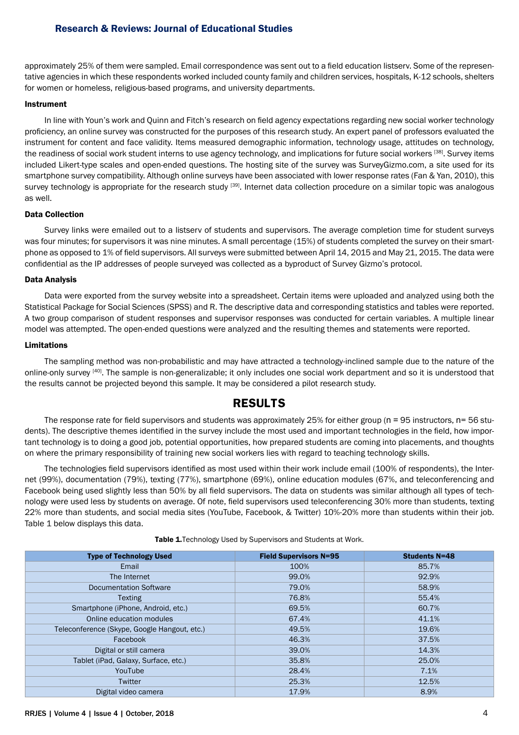approximately 25% of them were sampled. Email correspondence was sent out to a field education listserv. Some of the representative agencies in which these respondents worked included county family and children services, hospitals, K-12 schools, shelters for women or homeless, religious-based programs, and university departments.

### Instrument

In line with Youn's work and Quinn and Fitch's research on field agency expectations regarding new social worker technology proficiency, an online survey was constructed for the purposes of this research study. An expert panel of professors evaluated the instrument for content and face validity. Items measured demographic information, technology usage, attitudes on technology, the readiness of social work student interns to use agency technology, and implications for future social workers [38]. Survey items included Likert-type scales and open-ended questions. The hosting site of the survey was SurveyGizmo.com, a site used for its smartphone survey compatibility. Although online surveys have been associated with lower response rates (Fan & Yan, 2010), this survey technology is appropriate for the research study [39]. Internet data collection procedure on a similar topic was analogous as well.

### Data Collection

Survey links were emailed out to a listserv of students and supervisors. The average completion time for student surveys was four minutes; for supervisors it was nine minutes. A small percentage (15%) of students completed the survey on their smartphone as opposed to 1% of field supervisors. All surveys were submitted between April 14, 2015 and May 21, 2015. The data were confidential as the IP addresses of people surveyed was collected as a byproduct of Survey Gizmo's protocol.

### Data Analysis

Data were exported from the survey website into a spreadsheet. Certain items were uploaded and analyzed using both the Statistical Package for Social Sciences (SPSS) and R. The descriptive data and corresponding statistics and tables were reported. A two group comparison of student responses and supervisor responses was conducted for certain variables. A multiple linear model was attempted. The open-ended questions were analyzed and the resulting themes and statements were reported.

### Limitations

The sampling method was non-probabilistic and may have attracted a technology-inclined sample due to the nature of the online-only survey [40]. The sample is non-generalizable; it only includes one social work department and so it is understood that the results cannot be projected beyond this sample. It may be considered a pilot research study.

## RESULTS

The response rate for field supervisors and students was approximately 25% for either group (n = 95 instructors, n= 56 students). The descriptive themes identified in the survey include the most used and important technologies in the field, how important technology is to doing a good job, potential opportunities, how prepared students are coming into placements, and thoughts on where the primary responsibility of training new social workers lies with regard to teaching technology skills.

The technologies field supervisors identified as most used within their work include email (100% of respondents), the Internet (99%), documentation (79%), texting (77%), smartphone (69%), online education modules (67%, and teleconferencing and Facebook being used slightly less than 50% by all field supervisors. The data on students was similar although all types of technology were used less by students on average. Of note, field supervisors used teleconferencing 30% more than students, texting 22% more than students, and social media sites (YouTube, Facebook, & Twitter) 10%-20% more than students within their job. Table 1 below displays this data.

**Table 1.** Technology Used by Supervisors and Students at Work.

| Type of Technology Used | Field Supervisors N=95 | Students N=48 |
|---|---|---|
| Email | 100% | 85.7% |
| The Internet | 99.0% | 92.9% |
| Documentation Software | 79.0% | 58.9% |
| Texting | 76.8% | 55.4% |
| Smartphone (iPhone, Android, etc.) | 69.5% | 60.7% |
| Online education modules | 67.4% | 41.1% |
| Teleconference (Skype, Google Hangout, etc.) | 49.5% | 19.6% |
| Facebook | 46.3% | 37.5% |
| Digital or still camera | 39.0% | 14.3% |
| Tablet (iPad, Galaxy, Surface, etc.) | 35.8% | 25.0% |
| YouTube | 28.4% | 7.1% |
| Twitter | 25.3% | 12.5% |
| Digital video camera | 17.9% | 8.9% |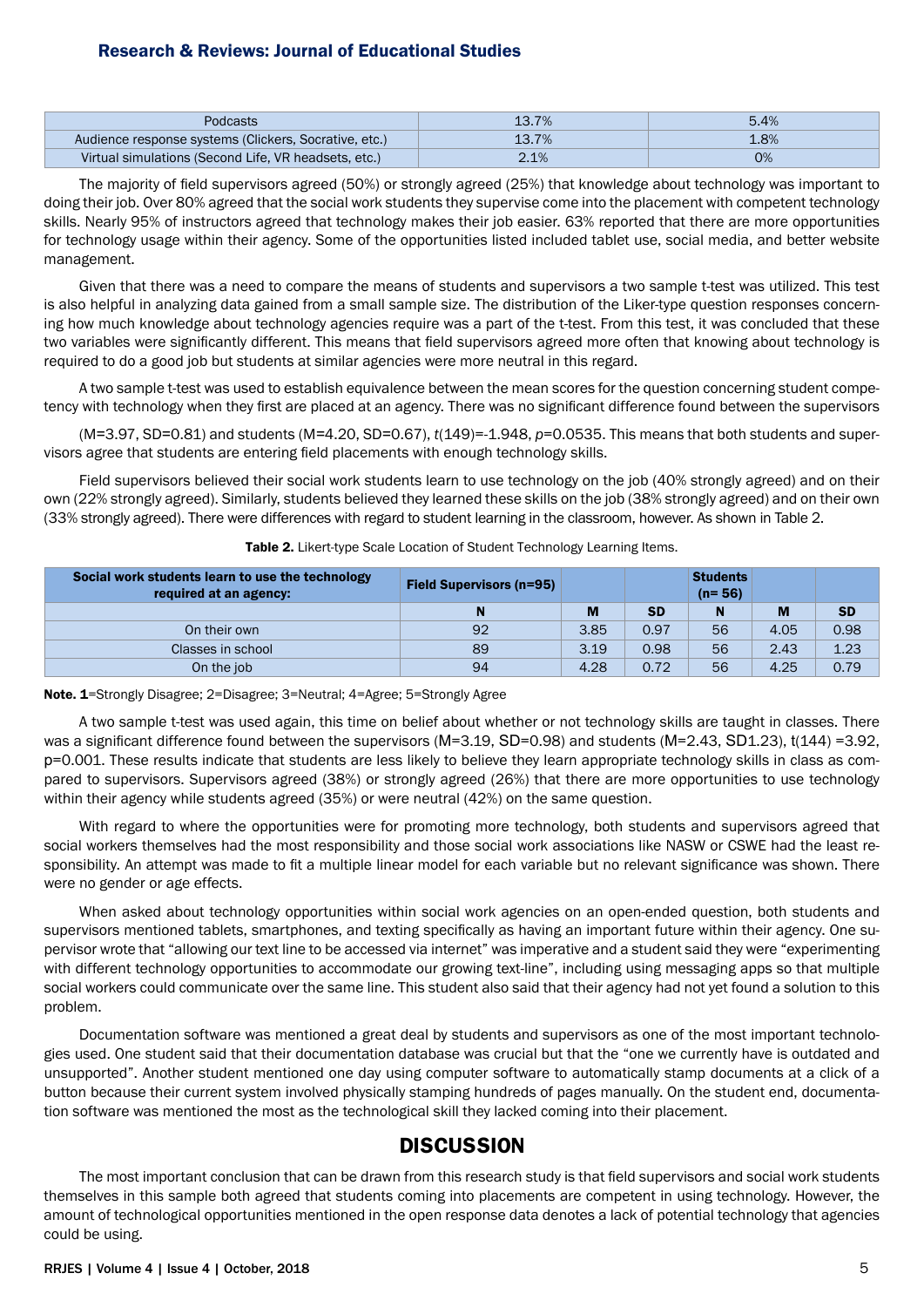| Podcasts | 13.7% | 5.4% |
|---|---|---|
| Audience response systems (Clickers, Socrative, etc.) | 13.7% | 1.8% |
| Virtual simulations (Second Life, VR headsets, etc.) | 2.1% | 0% |

The majority of field supervisors agreed (50%) or strongly agreed (25%) that knowledge about technology was important to doing their job. Over 80% agreed that the social work students they supervise come into the placement with competent technology skills. Nearly 95% of instructors agreed that technology makes their job easier. 63% reported that there are more opportunities for technology usage within their agency. Some of the opportunities listed included tablet use, social media, and better website management.

Given that there was a need to compare the means of students and supervisors a two sample t-test was utilized. This test is also helpful in analyzing data gained from a small sample size. The distribution of the Liker-type question responses concerning how much knowledge about technology agencies require was a part of the t-test. From this test, it was concluded that these two variables were significantly different. This means that field supervisors agreed more often that knowing about technology is required to do a good job but students at similar agencies were more neutral in this regard.

A two sample t-test was used to establish equivalence between the mean scores for the question concerning student competency with technology when they first are placed at an agency. There was no significant difference found between the supervisors

(M=3.97, SD=0.81) and students (M=4.20, SD=0.67), $t(149)=-1.948$, $p=0.0535$. This means that both students and supervisors agree that students are entering field placements with enough technology skills.

Field supervisors believed their social work students learn to use technology on the job (40% strongly agreed) and on their own (22% strongly agreed). Similarly, students believed they learned these skills on the job (38% strongly agreed) and on their own (33% strongly agreed). There were differences with regard to student learning in the classroom, however. As shown in Table 2.

**Table 2.** Likert-type Scale Location of Student Technology Learning Items.

| Social work students learn to use the technology required at an agency: | Field Supervisors (n=95) | | | Students (n= 56) | | |
|---|---|---|---|---|---|---|
| | N | M | SD | N | M | SD |
| On their own | 92 | 3.85 | 0.97 | 56 | 4.05 | 0.98 |
| Classes in school | 89 | 3.19 | 0.98 | 56 | 2.43 | 1.23 |
| On the job | 94 | 4.28 | 0.72 | 56 | 4.25 | 0.79 |

**Note. 1**=Strongly Disagree; 2=Disagree; 3=Neutral; 4=Agree; 5=Strongly Agree

A two sample t-test was used again, this time on belief about whether or not technology skills are taught in classes. There was a significant difference found between the supervisors (M=3.19, SD=0.98) and students (M=2.43, SD1.23), $t(144)=3.92$, $p=0.001$. These results indicate that students are less likely to believe they learn appropriate technology skills in class as compared to supervisors. Supervisors agreed (38%) or strongly agreed (26%) that there are more opportunities to use technology within their agency while students agreed (35%) or were neutral (42%) on the same question.

With regard to where the opportunities were for promoting more technology, both students and supervisors agreed that social workers themselves had the most responsibility and those social work associations like NASW or CSWE had the least responsibility. An attempt was made to fit a multiple linear model for each variable but no relevant significance was shown. There were no gender or age effects.

When asked about technology opportunities within social work agencies on an open-ended question, both students and supervisors mentioned tablets, smartphones, and texting specifically as having an important future within their agency. One supervisor wrote that "allowing our text line to be accessed via internet" was imperative and a student said they were "experimenting with different technology opportunities to accommodate our growing text-line", including using messaging apps so that multiple social workers could communicate over the same line. This student also said that their agency had not yet found a solution to this problem.

Documentation software was mentioned a great deal by students and supervisors as one of the most important technologies used. One student said that their documentation database was crucial but that the "one we currently have is outdated and unsupported". Another student mentioned one day using computer software to automatically stamp documents at a click of a button because their current system involved physically stamping hundreds of pages manually. On the student end, documentation software was mentioned the most as the technological skill they lacked coming into their placement.

# DISCUSSION

The most important conclusion that can be drawn from this research study is that field supervisors and social work students themselves in this sample both agreed that students coming into placements are competent in using technology. However, the amount of technological opportunities mentioned in the open response data denotes a lack of potential technology that agencies could be using.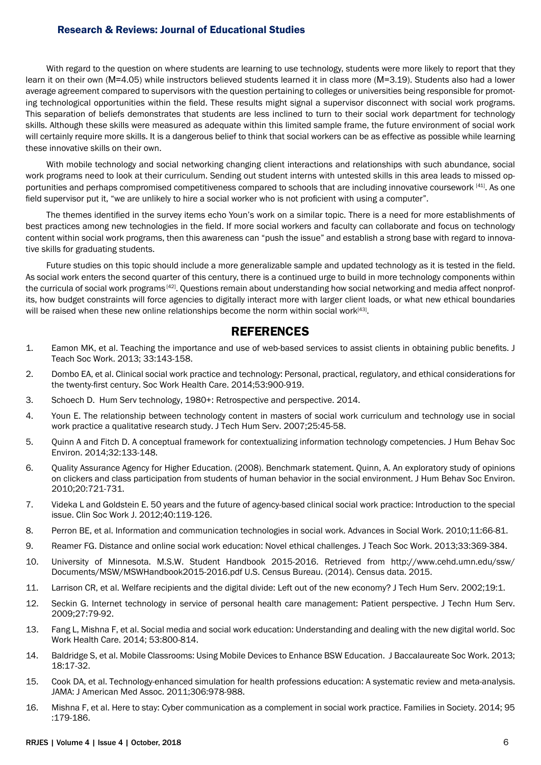With regard to the question on where students are learning to use technology, students were more likely to report that they learn it on their own (M=4.05) while instructors believed students learned it in class more (M=3.19). Students also had a lower average agreement compared to supervisors with the question pertaining to colleges or universities being responsible for promoting technological opportunities within the field. These results might signal a supervisor disconnect with social work programs. This separation of beliefs demonstrates that students are less inclined to turn to their social work department for technology skills. Although these skills were measured as adequate within this limited sample frame, the future environment of social work will certainly require more skills. It is a dangerous belief to think that social workers can be as effective as possible while learning these innovative skills on their own.

With mobile technology and social networking changing client interactions and relationships with such abundance, social work programs need to look at their curriculum. Sending out student interns with untested skills in this area leads to missed opportunities and perhaps compromised competitiveness compared to schools that are including innovative coursework [41]. As one field supervisor put it, "we are unlikely to hire a social worker who is not proficient with using a computer".

The themes identified in the survey items echo Youn's work on a similar topic. There is a need for more establishments of best practices among new technologies in the field. If more social workers and faculty can collaborate and focus on technology content within social work programs, then this awareness can "push the issue" and establish a strong base with regard to innovative skills for graduating students.

Future studies on this topic should include a more generalizable sample and updated technology as it is tested in the field. As social work enters the second quarter of this century, there is a continued urge to build in more technology components within the curricula of social work programs [42]. Questions remain about understanding how social networking and media affect nonprofits, how budget constraints will force agencies to digitally interact more with larger client loads, or what new ethical boundaries will be raised when these new online relationships become the norm within social work[43].

## REFERENCES

1. Eamon MK, et al. Teaching the importance and use of web-based services to assist clients in obtaining public benefits. J Teach Soc Work. 2013; 33:143-158.
2. Dombo EA, et al. Clinical social work practice and technology: Personal, practical, regulatory, and ethical considerations for the twenty-first century. Soc Work Health Care. 2014;53:900-919.
3. Schoech D. Hum Serv technology, 1980+: Retrospective and perspective. 2014.
4. Youn E. The relationship between technology content in masters of social work curriculum and technology use in social work practice a qualitative research study. J Tech Hum Serv. 2007;25:45-58.
5. Quinn A and Fitch D. A conceptual framework for contextualizing information technology competencies. J Hum Behav Soc Environ. 2014;32:133-148.
6. Quality Assurance Agency for Higher Education. (2008). Benchmark statement. Quinn, A. An exploratory study of opinions on clickers and class participation from students of human behavior in the social environment. J Hum Behav Soc Environ. 2010;20:721-731.
7. Videka L and Goldstein E. 50 years and the future of agency-based clinical social work practice: Introduction to the special issue. Clin Soc Work J. 2012;40:119-126.
8. Perron BE, et al. Information and communication technologies in social work. Advances in Social Work. 2010;11:66-81.
9. Reamer FG. Distance and online social work education: Novel ethical challenges. J Teach Soc Work. 2013;33:369-384.
10. University of Minnesota. M.S.W. Student Handbook 2015-2016. Retrieved from http://www.cehd.umn.edu/ssw/Documents/MSW/MSWHandbook2015-2016.pdf U.S. Census Bureau. (2014). Census data. 2015.
11. Larrison CR, et al. Welfare recipients and the digital divide: Left out of the new economy? J Tech Hum Serv. 2002;19:1.
12. Seckin G. Internet technology in service of personal health care management: Patient perspective. J Techn Hum Serv. 2009;27:79-92.
13. Fang L, Mishna F, et al. Social media and social work education: Understanding and dealing with the new digital world. Soc Work Health Care. 2014; 53:800-814.
14. Baldridge S, et al. Mobile Classrooms: Using Mobile Devices to Enhance BSW Education. J Baccalaureate Soc Work. 2013; 18:17-32.
15. Cook DA, et al. Technology-enhanced simulation for health professions education: A systematic review and meta-analysis. JAMA: J American Med Assoc. 2011;306:978-988.
16. Mishna F, et al. Here to stay: Cyber communication as a complement in social work practice. Families in Society. 2014; 95 :179-186.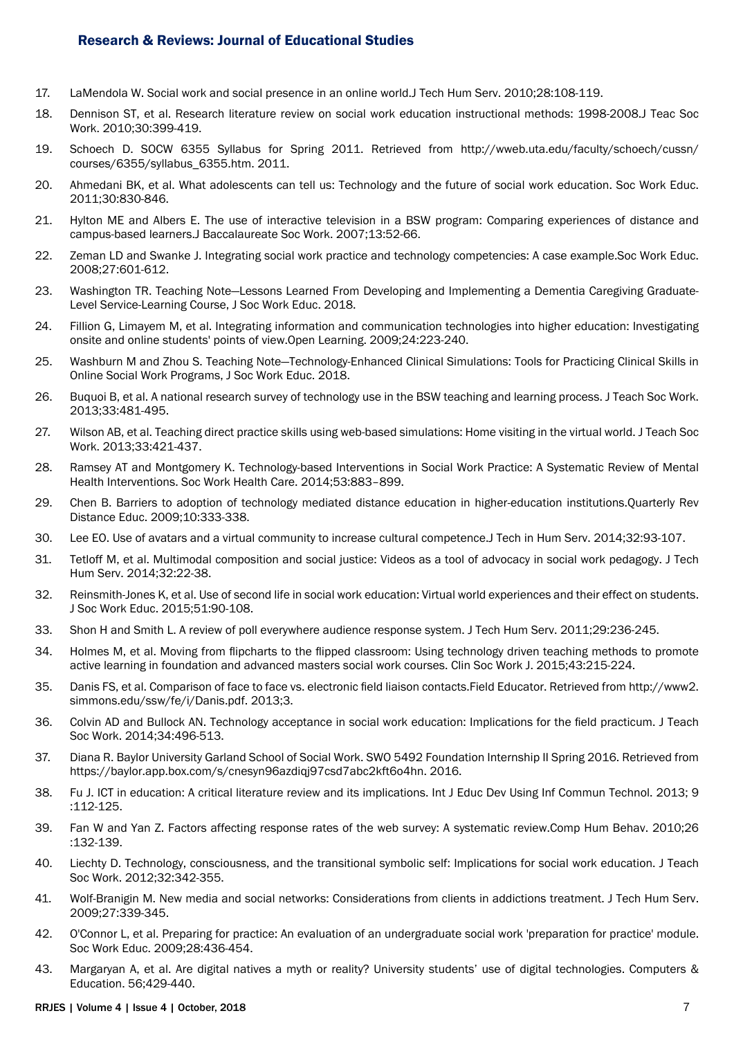17. LaMendola W. Social work and social presence in an online world.J Tech Hum Serv. 2010;28:108-119.
18. Dennison ST, et al. Research literature review on social work education instructional methods: 1998-2008.J Teac Soc Work. 2010;30:399-419.
19. Schoech D. SOCW 6355 Syllabus for Spring 2011. Retrieved from http://wweb.uta.edu/faculty/schoech/cussn/courses/6355/syllabus_6355.htm. 2011.
20. Ahmedani BK, et al. What adolescents can tell us: Technology and the future of social work education. Soc Work Educ. 2011;30:830-846.
21. Hylton ME and Albers E. The use of interactive television in a BSW program: Comparing experiences of distance and campus-based learners.J Baccalaureate Soc Work. 2007;13:52-66.
22. Zeman LD and Swanke J. Integrating social work practice and technology competencies: A case example.Soc Work Educ. 2008;27:601-612.
23. Washington TR. Teaching Note—Lessons Learned From Developing and Implementing a Dementia Caregiving Graduate-Level Service-Learning Course, J Soc Work Educ. 2018.
24. Fillion G, Limayem M, et al. Integrating information and communication technologies into higher education: Investigating onsite and online students' points of view.Open Learning. 2009;24:223-240.
25. Washburn M and Zhou S. Teaching Note—Technology-Enhanced Clinical Simulations: Tools for Practicing Clinical Skills in Online Social Work Programs, J Soc Work Educ. 2018.
26. Buquoi B, et al. A national research survey of technology use in the BSW teaching and learning process. J Teach Soc Work. 2013;33:481-495.
27. Wilson AB, et al. Teaching direct practice skills using web-based simulations: Home visiting in the virtual world. J Teach Soc Work. 2013;33:421-437.
28. Ramsey AT and Montgomery K. Technology-based Interventions in Social Work Practice: A Systematic Review of Mental Health Interventions. Soc Work Health Care. 2014;53:883–899.
29. Chen B. Barriers to adoption of technology mediated distance education in higher-education institutions.Quarterly Rev Distance Educ. 2009;10:333-338.
30. Lee EO. Use of avatars and a virtual community to increase cultural competence.J Tech in Hum Serv. 2014;32:93-107.
31. Tetloff M, et al. Multimodal composition and social justice: Videos as a tool of advocacy in social work pedagogy. J Tech Hum Serv. 2014;32:22-38.
32. Reinsmith-Jones K, et al. Use of second life in social work education: Virtual world experiences and their effect on students. J Soc Work Educ. 2015;51:90-108.
33. Shon H and Smith L. A review of poll everywhere audience response system. J Tech Hum Serv. 2011;29:236-245.
34. Holmes M, et al. Moving from flipcharts to the flipped classroom: Using technology driven teaching methods to promote active learning in foundation and advanced masters social work courses. Clin Soc Work J. 2015;43:215-224.
35. Danis FS, et al. Comparison of face to face vs. electronic field liaison contacts.Field Educator. Retrieved from http://www2.simmons.edu/ssw/fe/i/Danis.pdf. 2013;3.
36. Colvin AD and Bullock AN. Technology acceptance in social work education: Implications for the field practicum. J Teach Soc Work. 2014;34:496-513.
37. Diana R. Baylor University Garland School of Social Work. SWO 5492 Foundation Internship II Spring 2016. Retrieved from https://baylor.app.box.com/s/cnesyn96azdiqj97csd7abc2kft6o4hn. 2016.
38. Fu J. ICT in education: A critical literature review and its implications. Int J Educ Dev Using Inf Commun Technol. 2013; 9 :112-125.
39. Fan W and Yan Z. Factors affecting response rates of the web survey: A systematic review.Comp Hum Behav. 2010;26 :132-139.
40. Liechty D. Technology, consciousness, and the transitional symbolic self: Implications for social work education. J Teach Soc Work. 2012;32:342-355.
41. Wolf-Branigin M. New media and social networks: Considerations from clients in addictions treatment. J Tech Hum Serv. 2009;27:339-345.
42. O'Connor L, et al. Preparing for practice: An evaluation of an undergraduate social work 'preparation for practice' module. Soc Work Educ. 2009;28:436-454.
43. Margaryan A, et al. Are digital natives a myth or reality? University students' use of digital technologies. Computers & Education. 56;429-440.